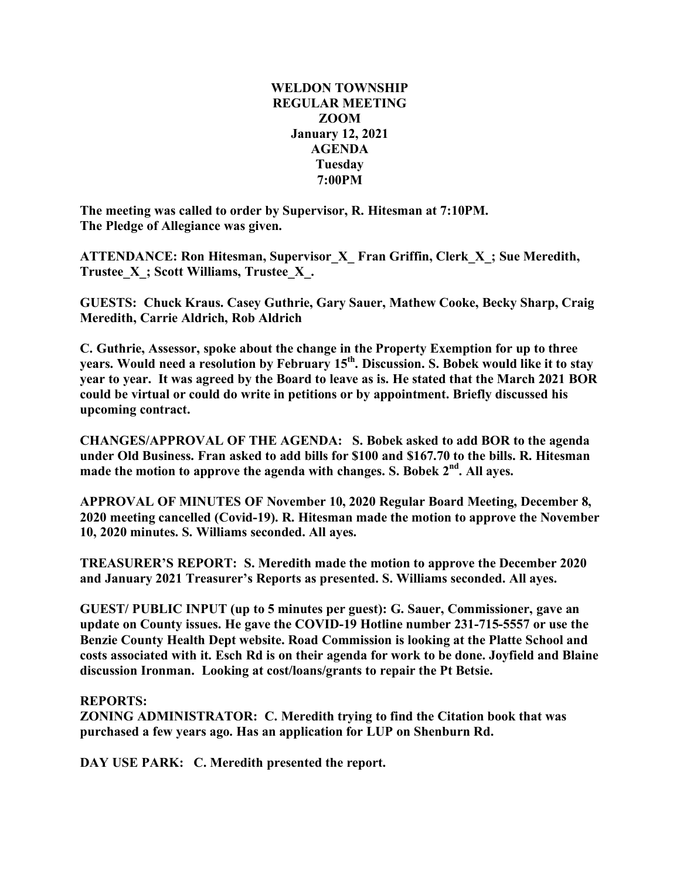**WELDON TOWNSHIP**
**REGULAR MEETING**
**ZOOM**
**January 12, 2021**
**AGENDA**
**Tuesday**
**7:00PM**

**The meeting was called to order by Supervisor, R. Hitesman at 7:10PM.**
**The Pledge of Allegiance was given.**

**ATTENDANCE: Ron Hitesman, Supervisor_X_ Fran Griffin, Clerk_X_; Sue Meredith, Trustee_X_; Scott Williams, Trustee_X_.**

**GUESTS: Chuck Kraus. Casey Guthrie, Gary Sauer, Mathew Cooke, Becky Sharp, Craig Meredith, Carrie Aldrich, Rob Aldrich**

**C. Guthrie, Assessor, spoke about the change in the Property Exemption for up to three years. Would need a resolution by February 15th. Discussion. S. Bobek would like it to stay year to year. It was agreed by the Board to leave as is. He stated that the March 2021 BOR could be virtual or could do write in petitions or by appointment. Briefly discussed his upcoming contract.**

**CHANGES/APPROVAL OF THE AGENDA: S. Bobek asked to add BOR to the agenda under Old Business. Fran asked to add bills for $100 and $167.70 to the bills. R. Hitesman made the motion to approve the agenda with changes. S. Bobek 2nd. All ayes.**

**APPROVAL OF MINUTES OF November 10, 2020 Regular Board Meeting, December 8, 2020 meeting cancelled (Covid-19). R. Hitesman made the motion to approve the November 10, 2020 minutes. S. Williams seconded. All ayes.**

**TREASURER'S REPORT: S. Meredith made the motion to approve the December 2020 and January 2021 Treasurer's Reports as presented. S. Williams seconded. All ayes.**

**GUEST/ PUBLIC INPUT (up to 5 minutes per guest): G. Sauer, Commissioner, gave an update on County issues. He gave the COVID-19 Hotline number 231-715-5557 or use the Benzie County Health Dept website. Road Commission is looking at the Platte School and costs associated with it. Esch Rd is on their agenda for work to be done. Joyfield and Blaine discussion Ironman. Looking at cost/loans/grants to repair the Pt Betsie.**

**REPORTS:**
**ZONING ADMINISTRATOR: C. Meredith trying to find the Citation book that was purchased a few years ago. Has an application for LUP on Shenburn Rd.**

**DAY USE PARK: C. Meredith presented the report.**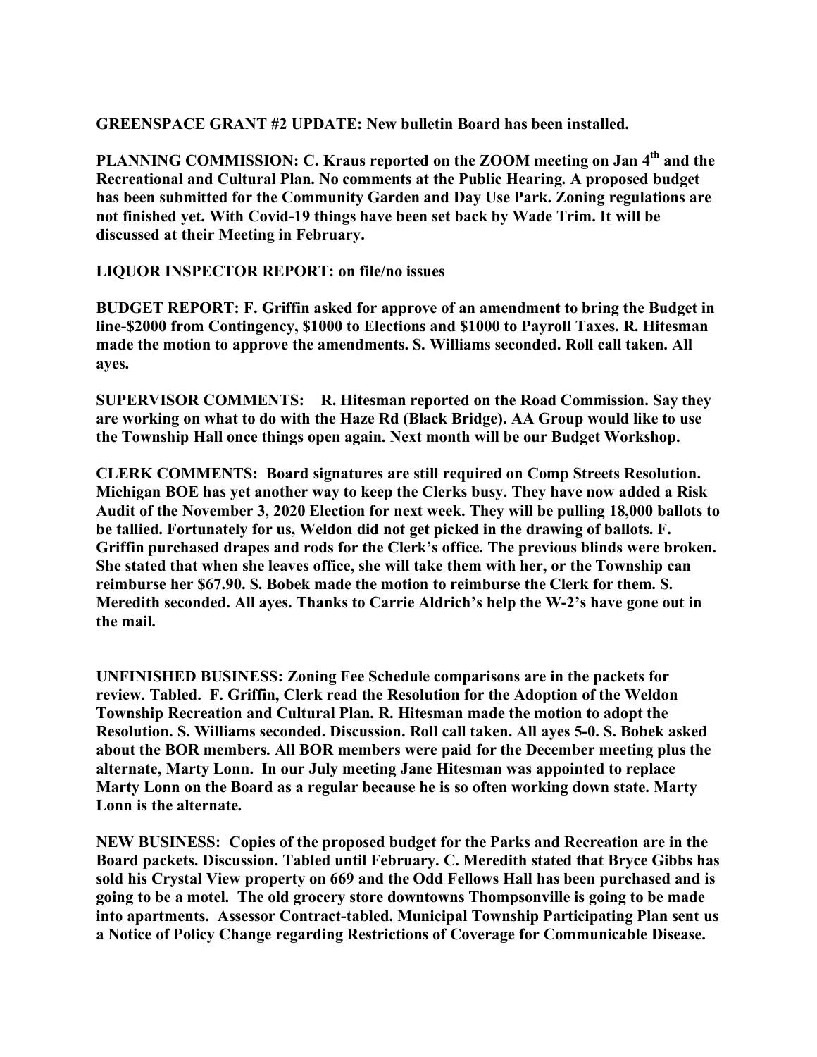**GREENSPACE GRANT #2 UPDATE: New bulletin Board has been installed.**

**PLANNING COMMISSION: C. Kraus reported on the ZOOM meeting on Jan 4th and the Recreational and Cultural Plan. No comments at the Public Hearing. A proposed budget has been submitted for the Community Garden and Day Use Park. Zoning regulations are not finished yet. With Covid-19 things have been set back by Wade Trim. It will be discussed at their Meeting in February.**

**LIQUOR INSPECTOR REPORT: on file/no issues**

**BUDGET REPORT: F. Griffin asked for approve of an amendment to bring the Budget in line-$2000 from Contingency, $1000 to Elections and $1000 to Payroll Taxes. R. Hitesman made the motion to approve the amendments. S. Williams seconded. Roll call taken. All ayes.**

**SUPERVISOR COMMENTS: R. Hitesman reported on the Road Commission. Say they are working on what to do with the Haze Rd (Black Bridge). AA Group would like to use the Township Hall once things open again. Next month will be our Budget Workshop.**

**CLERK COMMENTS: Board signatures are still required on Comp Streets Resolution. Michigan BOE has yet another way to keep the Clerks busy. They have now added a Risk Audit of the November 3, 2020 Election for next week. They will be pulling 18,000 ballots to be tallied. Fortunately for us, Weldon did not get picked in the drawing of ballots. F. Griffin purchased drapes and rods for the Clerk's office. The previous blinds were broken. She stated that when she leaves office, she will take them with her, or the Township can reimburse her $67.90. S. Bobek made the motion to reimburse the Clerk for them. S. Meredith seconded. All ayes. Thanks to Carrie Aldrich's help the W-2's have gone out in the mail.**

**UNFINISHED BUSINESS: Zoning Fee Schedule comparisons are in the packets for review. Tabled. F. Griffin, Clerk read the Resolution for the Adoption of the Weldon Township Recreation and Cultural Plan. R. Hitesman made the motion to adopt the Resolution. S. Williams seconded. Discussion. Roll call taken. All ayes 5-0. S. Bobek asked about the BOR members. All BOR members were paid for the December meeting plus the alternate, Marty Lonn. In our July meeting Jane Hitesman was appointed to replace Marty Lonn on the Board as a regular because he is so often working down state. Marty Lonn is the alternate.**

**NEW BUSINESS: Copies of the proposed budget for the Parks and Recreation are in the Board packets. Discussion. Tabled until February. C. Meredith stated that Bryce Gibbs has sold his Crystal View property on 669 and the Odd Fellows Hall has been purchased and is going to be a motel. The old grocery store downtowns Thompsonville is going to be made into apartments. Assessor Contract-tabled. Municipal Township Participating Plan sent us a Notice of Policy Change regarding Restrictions of Coverage for Communicable Disease.**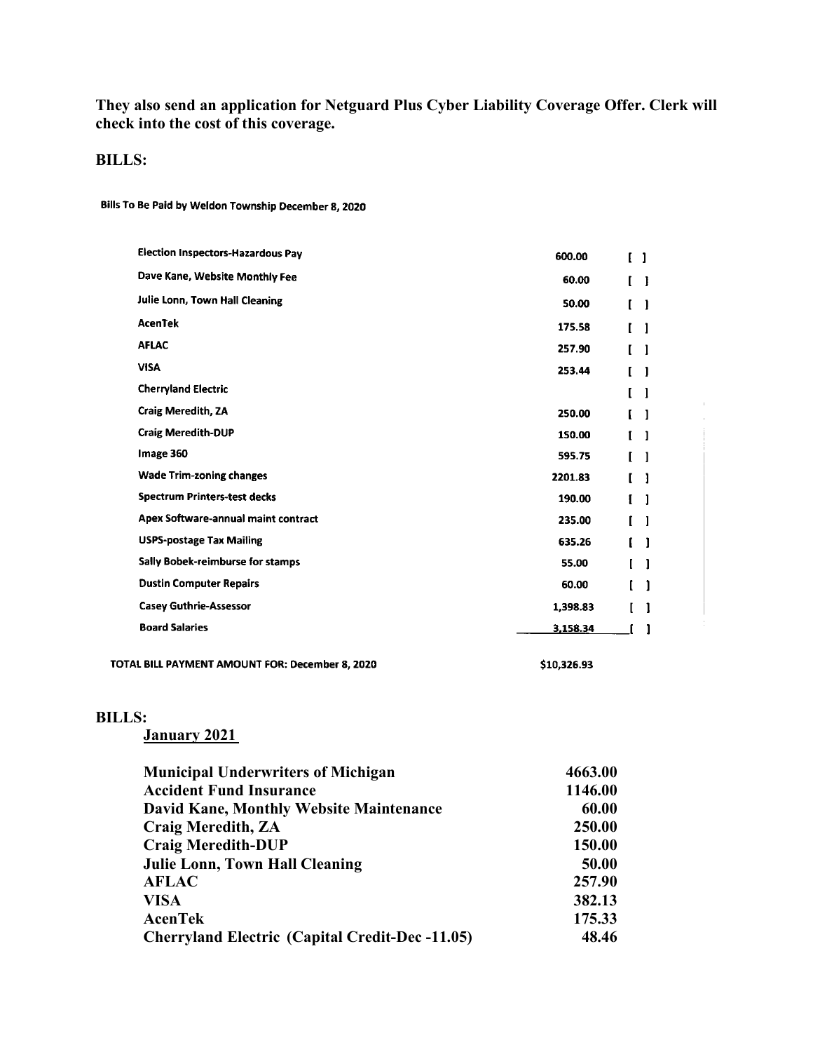**They also send an application for Netguard Plus Cyber Liability Coverage Offer. Clerk will check into the cost of this coverage.**

**BILLS:**

Bills To Be Paid by Weldon Township December 8, 2020

| | | |
|---|---|---|
| Election Inspectors-Hazardous Pay | 600.00 | [ ] |
| Dave Kane, Website Monthly Fee | 60.00 | [ ] |
| Julie Lonn, Town Hall Cleaning | 50.00 | [ ] |
| AcenTek | 175.58 | [ ] |
| AFLAC | 257.90 | [ ] |
| VISA | 253.44 | [ ] |
| Cherryland Electric | | [ ] |
| Craig Meredith, ZA | 250.00 | [ ] |
| Craig Meredith-DUP | 150.00 | [ ] |
| Image 360 | 595.75 | [ ] |
| Wade Trim-zoning changes | 2201.83 | [ ] |
| Spectrum Printers-test decks | 190.00 | [ ] |
| Apex Software-annual maint contract | 235.00 | [ ] |
| USPS-postage Tax Mailing | 635.26 | [ ] |
| Sally Bobek-reimburse for stamps | 55.00 | [ ] |
| Dustin Computer Repairs | 60.00 | [ ] |
| Casey Guthrie-Assessor | 1,398.83 | [ ] |
| Board Salaries | 3,158.34 | [ ] |

TOTAL BILL PAYMENT AMOUNT FOR: December 8, 2020 $10,326.93

**BILLS:**

**January 2021**

| | |
|---|---|
| **Municipal Underwriters of Michigan** | **4663.00** |
| **Accident Fund Insurance** | **1146.00** |
| **David Kane, Monthly Website Maintenance** | **60.00** |
| **Craig Meredith, ZA** | **250.00** |
| **Craig Meredith-DUP** | **150.00** |
| **Julie Lonn, Town Hall Cleaning** | **50.00** |
| **AFLAC** | **257.90** |
| **VISA** | **382.13** |
| **AcenTek** | **175.33** |
| **Cherryland Electric (Capital Credit-Dec -11.05)** | **48.46** |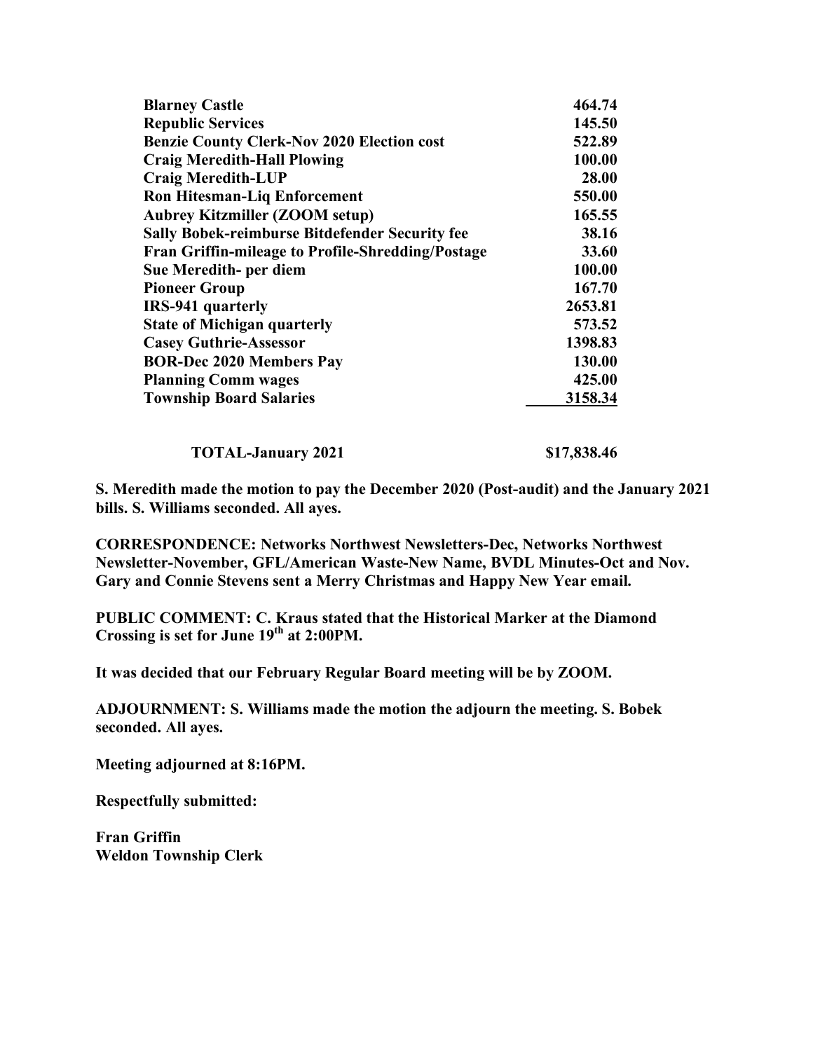| | |
|---|---|
| **Blarney Castle** | **464.74** |
| **Republic Services** | **145.50** |
| **Benzie County Clerk-Nov 2020 Election cost** | **522.89** |
| **Craig Meredith-Hall Plowing** | **100.00** |
| **Craig Meredith-LUP** | **28.00** |
| **Ron Hitesman-Liq Enforcement** | **550.00** |
| **Aubrey Kitzmiller (ZOOM setup)** | **165.55** |
| **Sally Bobek-reimburse Bitdefender Security fee** | **38.16** |
| **Fran Griffin-mileage to Profile-Shredding/Postage** | **33.60** |
| **Sue Meredith- per diem** | **100.00** |
| **Pioneer Group** | **167.70** |
| **IRS-941 quarterly** | **2653.81** |
| **State of Michigan quarterly** | **573.52** |
| **Casey Guthrie-Assessor** | **1398.83** |
| **BOR-Dec 2020 Members Pay** | **130.00** |
| **Planning Comm wages** | **425.00** |
| **Township Board Salaries** | **3158.34** |
| **TOTAL-January 2021** | **$17,838.46** |

**S. Meredith made the motion to pay the December 2020 (Post-audit) and the January 2021 bills. S. Williams seconded. All ayes.**

**CORRESPONDENCE: Networks Northwest Newsletters-Dec, Networks Northwest Newsletter-November, GFL/American Waste-New Name, BVDL Minutes-Oct and Nov. Gary and Connie Stevens sent a Merry Christmas and Happy New Year email.**

**PUBLIC COMMENT: C. Kraus stated that the Historical Marker at the Diamond Crossing is set for June 19th at 2:00PM.**

**It was decided that our February Regular Board meeting will be by ZOOM.**

**ADJOURNMENT: S. Williams made the motion the adjourn the meeting. S. Bobek seconded. All ayes.**

**Meeting adjourned at 8:16PM.**

**Respectfully submitted:**

**Fran Griffin**
**Weldon Township Clerk**